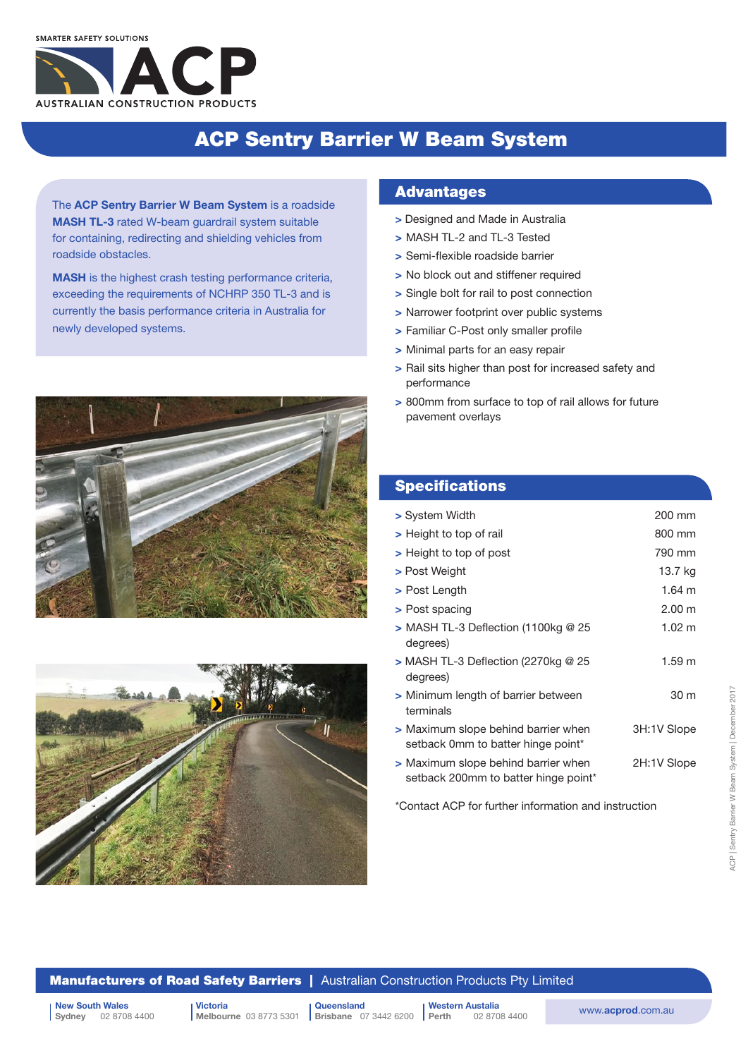SMARTER SAFETY SOLUTIONS

ACP

AUSTRALIAN CONSTRUCTION PRODUCTS

# ACP Sentry Barrier W Beam System

The **ACP Sentry Barrier W Beam System** is a roadside **MASH TL-3** rated W-beam guardrail system suitable for containing, redirecting and shielding vehicles from roadside obstacles.

**MASH** is the highest crash testing performance criteria, exceeding the requirements of NCHRP 350 TL-3 and is currently the basis performance criteria in Australia for newly developed systems.

## Advantages

- Designed and Made in Australia
- MASH TL-2 and TL-3 Tested
- Semi-flexible roadside barrier
- No block out and stiffener required
- Single bolt for rail to post connection
- Narrower footprint over public systems
- Familiar C-Post only smaller profile
- Minimal parts for an easy repair
- Rail sits higher than post for increased safety and performance
- 800mm from surface to top of rail allows for future pavement overlays

## Specifications

| Specification | Value |
|---|---|
| System Width | 200 mm |
| Height to top of rail | 800 mm |
| Height to top of post | 790 mm |
| Post Weight | 13.7 kg |
| Post Length | 1.64 m |
| Post spacing | 2.00 m |
| MASH TL-3 Deflection (1100kg @ 25 degrees) | 1.02 m |
| MASH TL-3 Deflection (2270kg @ 25 degrees) | 1.59 m |
| Minimum length of barrier between terminals | 30 m |
| Maximum slope behind barrier when setback 0mm to batter hinge point* | 3H:1V Slope |
| Maximum slope behind barrier when setback 200mm to batter hinge point* | 2H:1V Slope |

*Contact ACP for further information and instruction

ACP | Sentry Barrier W Beam System | December 2017

**Manufacturers of Road Safety Barriers** | Australian Construction Products Pty Limited

**New South Wales** Sydney 02 8708 4400 | **Victoria** Melbourne 03 8773 5301 | **Queensland** Brisbane 07 3442 6200 | **Western Australia** Perth 02 8708 4400

www.acprod.com.au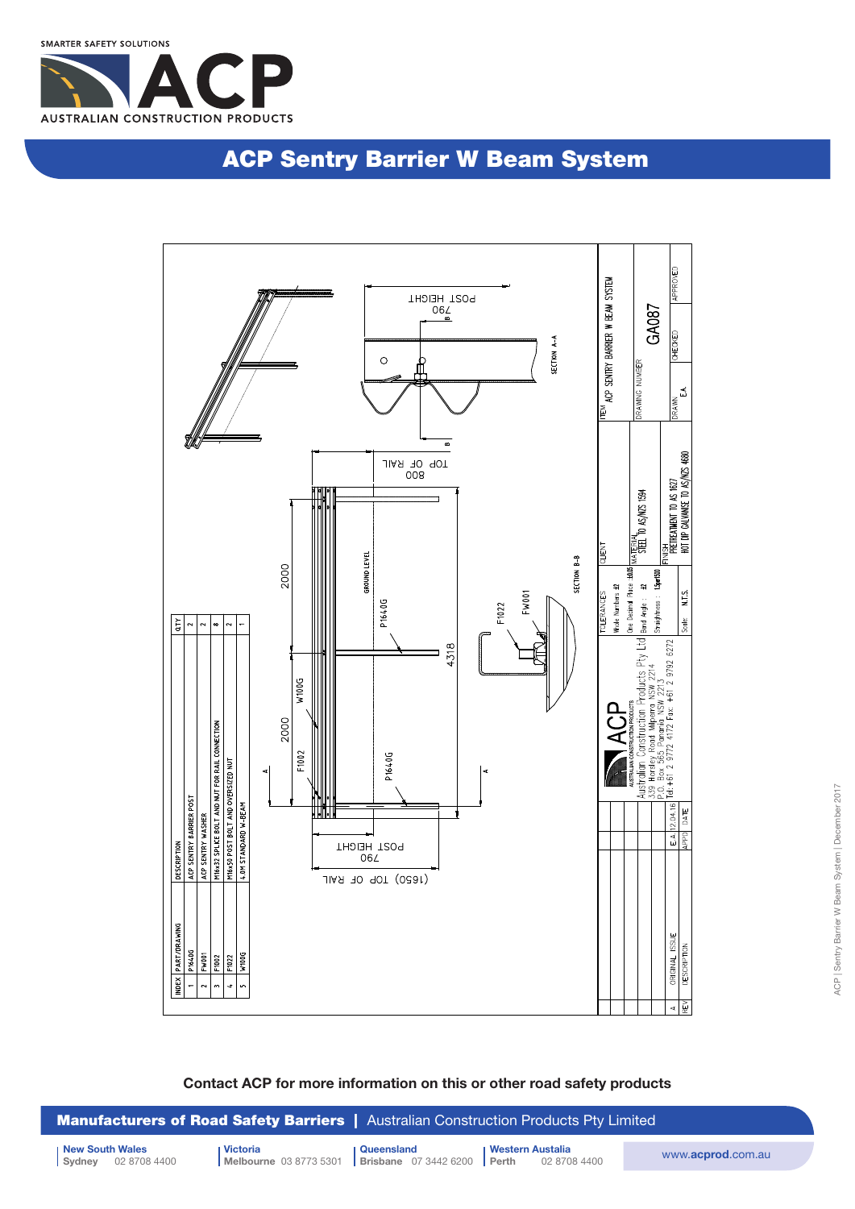SMARTER SAFETY SOLUTIONS

ACP

AUSTRALIAN CONSTRUCTION PRODUCTS

# ACP Sentry Barrier W Beam System

| INDEX | PART/DRAWING | DESCRIPTION | QTY |
|---|---|---|---|
| 1 | P1640G | ACP SENTRY BARRIER POST | 2 |
| 2 | FW001 | ACP SENTRY WASHER | 2 |
| 3 | F1002 | M16x32 SPLICE BOLT AND NUT FOR RAIL CONNECTION | 8 |
| 4 | F1022 | M16x50 POST BOLT AND OVERSIZED NUT | 2 |
| 5 | W100G | 4.0M STANDARD W-BEAM | 1 |

POST HEIGHT 790

(1650) TOP OF RAIL

2000

2000

4318

W100G

F1002

P1640G

GROUND LEVEL

800 TOP OF RAIL

SECTION A-A

SECTION B-B

F1022

FW001

| | |
|---|---|
| ITEM | ACP SENTRY BARRIER W BEAM SYSTEM |
| DRAWING NUMBER | GA087 |
| DRAWN | E.A. |
| CHECKED | |
| APPROVED | |
| CLIENT | |
| MATERIAL | STEEL TO AS/NZS 1594 |
| FINISH | PRETREATMENT TO AS 1627 HOT DIP GALVANISE TO AS/NZS 4680 |
| TOLERANCES | Whole Numbers: ±2; One Decimal Place: ±0.05; Bend Angle: ±2; Straightness: 1.5per1000 |
| Scale: | N.T.S. |

Australian Construction Products Pty Ltd
339 Horsley Road Milperra NSW 2214
P.O. Box 565 Panania NSW 2213
Tel: +61 2 9772 4172 Fax: +61 2 9792 6272

| REV | DESCRIPTION | APP'D | DATE |
|---|---|---|---|
| A | ORIGINAL ISSUE | E.A. | 12.04.16 |

**Contact ACP for more information on this or other road safety products**

**Manufacturers of Road Safety Barriers** | Australian Construction Products Pty Limited

**New South Wales** Sydney 02 8708 4400 | **Victoria** Melbourne 03 8773 5301 | **Queensland** Brisbane 07 3442 6200 | **Western Austalia** Perth 02 8708 4400

www.acprod.com.au